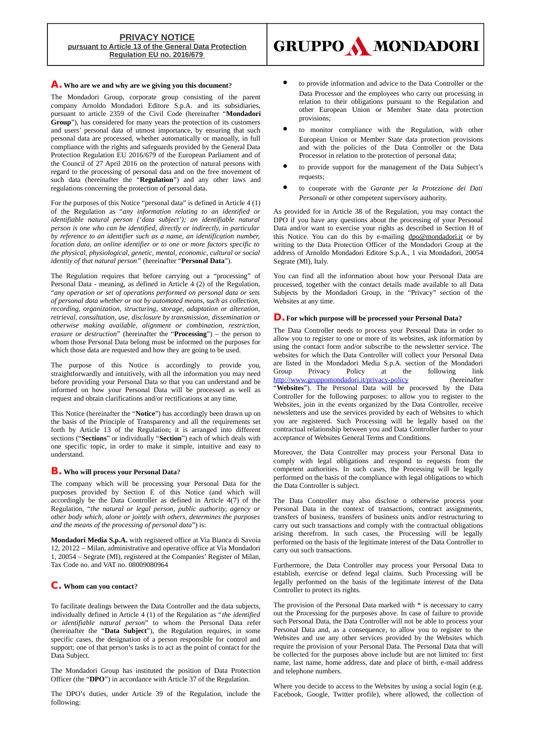**PRIVACY NOTICE**
**pursuant to Article 13 of the General Data Protection Regulation EU no. 2016/679**

GRUPPO MONDADORI

## A. Who are we and why are we giving you this document?

The Mondadori Group, corporate group consisting of the parent company Arnoldo Mondadori Editore S.p.A. and its subsidiaries, pursuant to article 2359 of the Civil Code (hereinafter "**Mondadori Group**"), has considered for many years the protection of its customers and users' personal data of utmost importance, by ensuring that such personal data are processed, whether automatically or manually, in full compliance with the rights and safeguards provided by the General Data Protection Regulation EU 2016/679 of the European Parliament and of the Council of 27 April 2016 on the protection of natural persons with regard to the processing of personal data and on the free movement of such data (hereinafter the "**Regulation**") and any other laws and regulations concerning the protection of personal data.

For the purposes of this Notice "personal data" is defined in Article 4 (1) of the Regulation as "*any information relating to an identified or identifiable natural person ('data subject'); an identifiable natural person is one who can be identified, directly or indirectly, in particular by reference to an identifier such as a name, an identification number, location data, an online identifier or to one or more factors specific to the physical, physiological, genetic, mental, economic, cultural or social identity of that natural person*" (hereinafter "**Personal Data**").

The Regulation requires that before carrying out a "processing" of Personal Data - meaning, as defined in Article 4 (2) of the Regulation, "*any operation or set of operations performed on personal data or sets of personal data whether or not by automated means, such as collection, recording, organization, structuring, storage, adaptation or alteration, retrieval, consultation, use, disclosure by transmission, dissemination or otherwise making available, alignment or combination, restriction, erasure or destruction*" (hereinafter the "**Processing**") – the person to whom those Personal Data belong must be informed on the purposes for which those data are requested and how they are going to be used.

The purpose of this Notice is accordingly to provide you, straightforwardly and intuitively, with all the information you may need before providing your Personal Data so that you can understand and be informed on how your Personal Data will be processed as well as request and obtain clarifications and/or rectifications at any time.

This Notice (hereinafter the "**Notice**") has accordingly been drawn up on the basis of the Principle of Transparency and all the requirements set forth by Article 13 of the Regulation; it is arranged into different sections ("**Sections**" or individually "**Section**") each of which deals with one specific topic, in order to make it simple, intuitive and easy to understand.

## B. Who will process your Personal Data?

The company which will be processing your Personal Data for the purposes provided by Section E of this Notice (and which will accordingly be the Data Controller as defined in Article 4(7) of the Regulation, "*the natural or legal person, public authority, agency or other body which, alone or jointly with others, determines the purposes and the means of the processing of personal data*") is:

**Mondadori Media S.p.A.** with registered office at Via Bianca di Savoia 12, 20122 – Milan, administrative and operative office at Via Mondadori 1, 20054 – Segrate (MI), registered at the Companies' Register of Milan, Tax Code no. and VAT no. 08009080964

## C. Whom can you contact?

To facilitate dealings between the Data Controller and the data subjects, individually defined in Article 4 (1) of the Regulation as "*the identified or identifiable natural person*" to whom the Personal Data refer (hereinafter the "**Data Subject**"), the Regulation requires, in some specific cases, the designation of a person responsible for control and support; one of that person's tasks is to act as the point of contact for the Data Subject.

The Mondadori Group has instituted the position of Data Protection Officer (the "**DPO**") in accordance with Article 37 of the Regulation.

The DPO's duties, under Article 39 of the Regulation, include the following:

- to provide information and advice to the Data Controller or the Data Processor and the employees who carry out processing in relation to their obligations pursuant to the Regulation and other European Union or Member State data protection provisions;
- to monitor compliance with the Regulation, with other European Union or Member State data protection provisions and with the policies of the Data Controller or the Data Processor in relation to the protection of personal data;
- to provide support for the management of the Data Subject's requests;
- to cooperate with the *Garante per la Protezione dei Dati Personali* or other competent supervisory authority.

As provided for in Article 38 of the Regulation, you may contact the DPO if you have any questions about the processing of your Personal Data and/or want to exercise your rights as described in Section H of this Notice. You can do this by e-mailing dpo@mondadori.it or by writing to the Data Protection Officer of the Mondadori Group at the address of Arnoldo Mondadori Editore S.p.A., 1 via Mondadori, 20054 Segrate (MI), Italy.

You can find all the information about how your Personal Data are processed, together with the contact details made available to all Data Subjects by the Mondadori Group, in the "Privacy" section of the Websites at any time.

## D. For which purpose will be processed your Personal Data?

The Data Controller needs to process your Personal Data in order to allow you to register to one or more of its websites, ask information by using the contact form and/or subscribe to the newsletter service. The websites for which the Data Controller will collect your Personal Data are listed in the Mondadori Media S.p.A. section of the Mondadori Group Privacy Policy at the following link http://www.gruppomondadori.it/privacy-policy (hereinafter "**Websites**"). The Personal Data will be processed by the Data Controller for the following purposes: to allow you to register to the Websites, join in the events organized by the Data Controller, receive newsletters and use the services provided by each of Websites to which you are registered. Such Processing will be legally based on the contractual relationship between you and Data Controller further to your acceptance of Websites General Terms and Conditions.

Moreover, the Data Controller may process your Personal Data to comply with legal obligations and respond to requests from the competent authorities. In such cases, the Processing will be legally performed on the basis of the compliance with legal obligations to which the Data Controller is subject.

The Data Controller may also disclose o otherwise process your Personal Data in the context of transactions, contract assignments, transfers of business, transfers of business units and/or restructuring to carry out such transactions and comply with the contractual obligations arising therefrom. In such cases, the Processing will be legally performed on the basis of the legitimate interest of the Data Controller to carry out such transactions.

Furthermore, the Data Controller may process your Personal Data to establish, exercise or defend legal claims. Such Processing will be legally performed on the basis of the legitimate interest of the Data Controller to protect its rights.

The provision of the Personal Data marked with * is necessary to carry out the Processing for the purposes above. In case of failure to provide such Personal Data, the Data Controller will not be able to process your Personal Data and, as a consequence, to allow you to register to the Websites and use any other services provided by the Websites which require the provision of your Personal Data. The Personal Data that will be collected for the purposes above include but are not limited to: first name, last name, home address, date and place of birth, e-mail address and telephone numbers.

Where you decide to access to the Websites by using a social login (e.g. Facebook, Google, Twitter profile), where allowed, the collection of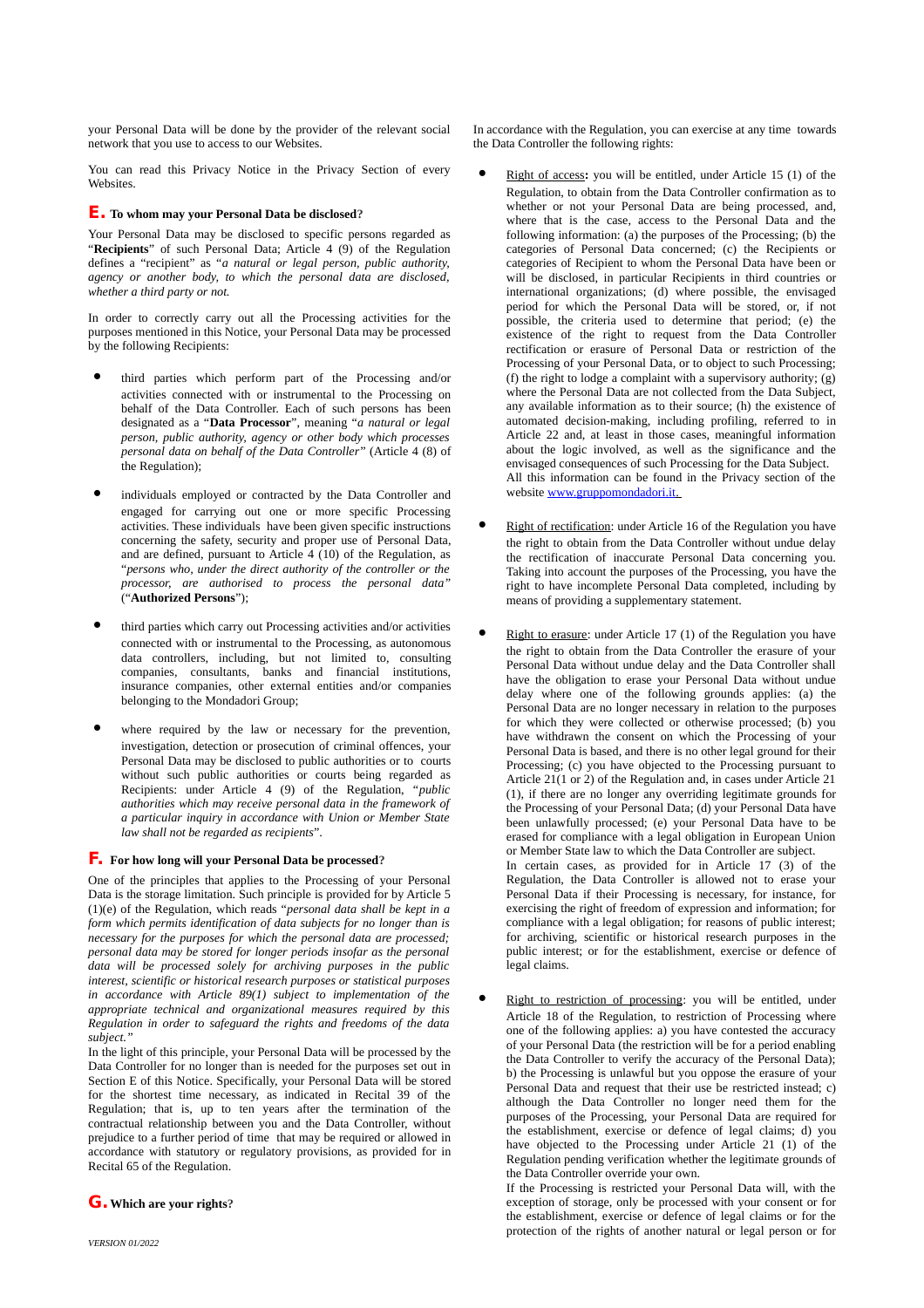your Personal Data will be done by the provider of the relevant social network that you use to access to our Websites.

You can read this Privacy Notice in the Privacy Section of every Websites.

## E. To whom may your Personal Data be disclosed?

Your Personal Data may be disclosed to specific persons regarded as "**Recipients**" of such Personal Data; Article 4 (9) of the Regulation defines a "recipient" as "*a natural or legal person, public authority, agency or another body, to which the personal data are disclosed, whether a third party or not.*

In order to correctly carry out all the Processing activities for the purposes mentioned in this Notice, your Personal Data may be processed by the following Recipients:

- third parties which perform part of the Processing and/or activities connected with or instrumental to the Processing on behalf of the Data Controller. Each of such persons has been designated as a "**Data Processor**", meaning "*a natural or legal person, public authority, agency or other body which processes personal data on behalf of the Data Controller"* (Article 4 (8) of the Regulation);

- individuals employed or contracted by the Data Controller and engaged for carrying out one or more specific Processing activities. These individuals have been given specific instructions concerning the safety, security and proper use of Personal Data, and are defined, pursuant to Article 4 (10) of the Regulation, as "*persons who, under the direct authority of the controller or the processor, are authorised to process the personal data"* ("**Authorized Persons**");

- third parties which carry out Processing activities and/or activities connected with or instrumental to the Processing, as autonomous data controllers, including, but not limited to, consulting companies, consultants, banks and financial institutions, insurance companies, other external entities and/or companies belonging to the Mondadori Group;

- where required by the law or necessary for the prevention, investigation, detection or prosecution of criminal offences, your Personal Data may be disclosed to public authorities or to courts without such public authorities or courts being regarded as Recipients: under Article 4 (9) of the Regulation, *"public authorities which may receive personal data in the framework of a particular inquiry in accordance with Union or Member State law shall not be regarded as recipients*".

## F. For how long will your Personal Data be processed?

One of the principles that applies to the Processing of your Personal Data is the storage limitation. Such principle is provided for by Article 5 (1)(e) of the Regulation, which reads "*personal data shall be kept in a form which permits identification of data subjects for no longer than is necessary for the purposes for which the personal data are processed; personal data may be stored for longer periods insofar as the personal data will be processed solely for archiving purposes in the public interest, scientific or historical research purposes or statistical purposes in accordance with Article 89(1) subject to implementation of the appropriate technical and organizational measures required by this Regulation in order to safeguard the rights and freedoms of the data subject."*

In the light of this principle, your Personal Data will be processed by the Data Controller for no longer than is needed for the purposes set out in Section E of this Notice. Specifically, your Personal Data will be stored for the shortest time necessary, as indicated in Recital 39 of the Regulation; that is, up to ten years after the termination of the contractual relationship between you and the Data Controller, without prejudice to a further period of time that may be required or allowed in accordance with statutory or regulatory provisions, as provided for in Recital 65 of the Regulation.

## G. Which are your rights?

In accordance with the Regulation, you can exercise at any time towards the Data Controller the following rights:

- Right of access**:** you will be entitled, under Article 15 (1) of the Regulation, to obtain from the Data Controller confirmation as to whether or not your Personal Data are being processed, and, where that is the case, access to the Personal Data and the following information: (a) the purposes of the Processing; (b) the categories of Personal Data concerned; (c) the Recipients or categories of Recipient to whom the Personal Data have been or will be disclosed, in particular Recipients in third countries or international organizations; (d) where possible, the envisaged period for which the Personal Data will be stored, or, if not possible, the criteria used to determine that period; (e) the existence of the right to request from the Data Controller rectification or erasure of Personal Data or restriction of the Processing of your Personal Data, or to object to such Processing; (f) the right to lodge a complaint with a supervisory authority; (g) where the Personal Data are not collected from the Data Subject, any available information as to their source; (h) the existence of automated decision-making, including profiling, referred to in Article 22 and, at least in those cases, meaningful information about the logic involved, as well as the significance and the envisaged consequences of such Processing for the Data Subject. All this information can be found in the Privacy section of the website www.gruppomondadori.it.

- Right of rectification: under Article 16 of the Regulation you have the right to obtain from the Data Controller without undue delay the rectification of inaccurate Personal Data concerning you. Taking into account the purposes of the Processing, you have the right to have incomplete Personal Data completed, including by means of providing a supplementary statement.

- Right to erasure: under Article 17 (1) of the Regulation you have the right to obtain from the Data Controller the erasure of your Personal Data without undue delay and the Data Controller shall have the obligation to erase your Personal Data without undue delay where one of the following grounds applies: (a) the Personal Data are no longer necessary in relation to the purposes for which they were collected or otherwise processed; (b) you have withdrawn the consent on which the Processing of your Personal Data is based, and there is no other legal ground for their Processing; (c) you have objected to the Processing pursuant to Article 21(1 or 2) of the Regulation and, in cases under Article 21 (1), if there are no longer any overriding legitimate grounds for the Processing of your Personal Data; (d) your Personal Data have been unlawfully processed; (e) your Personal Data have to be erased for compliance with a legal obligation in European Union or Member State law to which the Data Controller are subject.
  In certain cases, as provided for in Article 17 (3) of the Regulation, the Data Controller is allowed not to erase your Personal Data if their Processing is necessary, for instance, for exercising the right of freedom of expression and information; for compliance with a legal obligation; for reasons of public interest; for archiving, scientific or historical research purposes in the public interest; or for the establishment, exercise or defence of legal claims.

- Right to restriction of processing: you will be entitled, under Article 18 of the Regulation, to restriction of Processing where one of the following applies: a) you have contested the accuracy of your Personal Data (the restriction will be for a period enabling the Data Controller to verify the accuracy of the Personal Data); b) the Processing is unlawful but you oppose the erasure of your Personal Data and request that their use be restricted instead; c) although the Data Controller no longer need them for the purposes of the Processing, your Personal Data are required for the establishment, exercise or defence of legal claims; d) you have objected to the Processing under Article 21 (1) of the Regulation pending verification whether the legitimate grounds of the Data Controller override your own.
  If the Processing is restricted your Personal Data will, with the exception of storage, only be processed with your consent or for the establishment, exercise or defence of legal claims or for the protection of the rights of another natural or legal person or for

*VERSION 01/2022*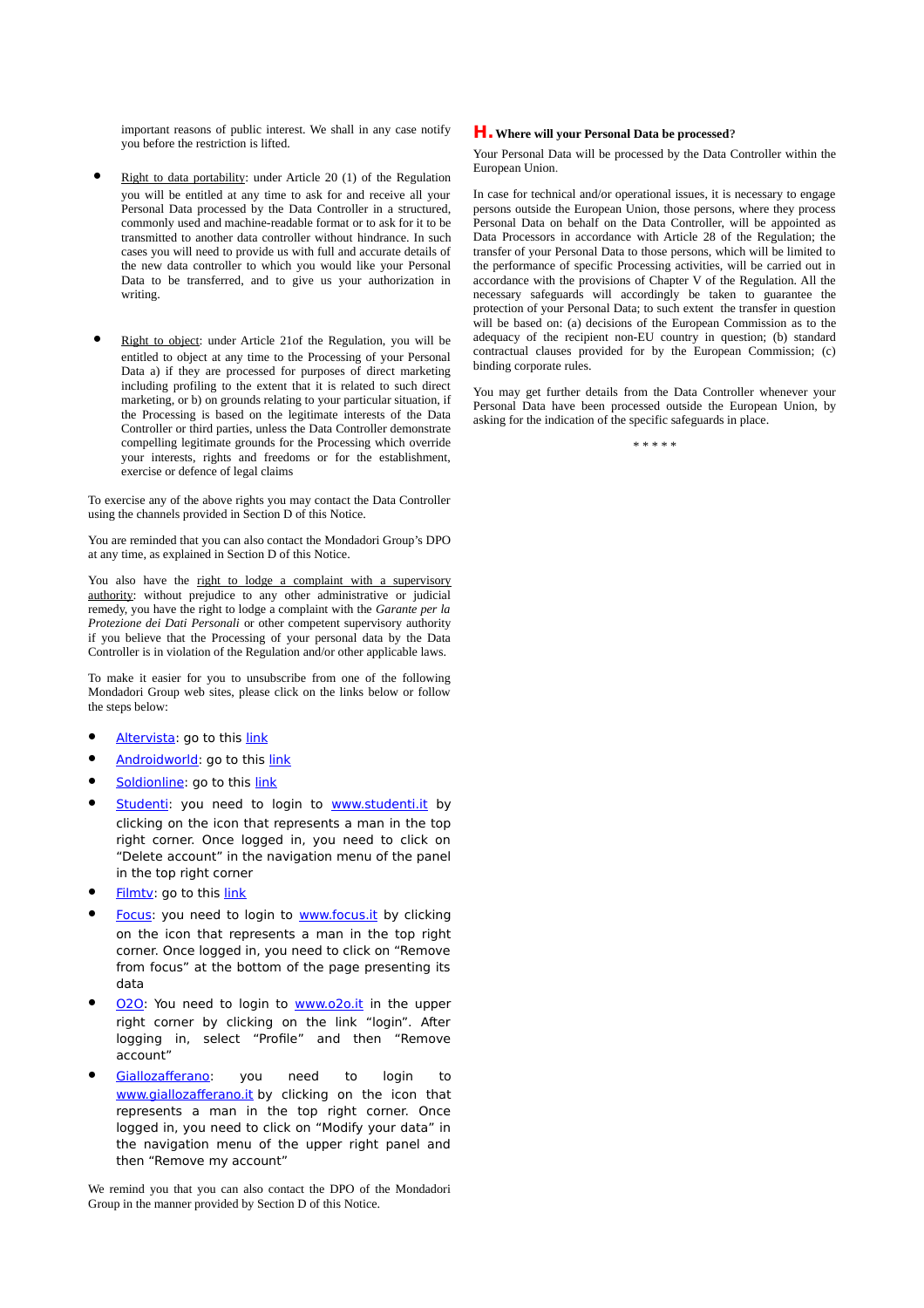important reasons of public interest. We shall in any case notify you before the restriction is lifted.

- Right to data portability: under Article 20 (1) of the Regulation you will be entitled at any time to ask for and receive all your Personal Data processed by the Data Controller in a structured, commonly used and machine-readable format or to ask for it to be transmitted to another data controller without hindrance. In such cases you will need to provide us with full and accurate details of the new data controller to which you would like your Personal Data to be transferred, and to give us your authorization in writing.

- Right to object: under Article 21of the Regulation, you will be entitled to object at any time to the Processing of your Personal Data a) if they are processed for purposes of direct marketing including profiling to the extent that it is related to such direct marketing, or b) on grounds relating to your particular situation, if the Processing is based on the legitimate interests of the Data Controller or third parties, unless the Data Controller demonstrate compelling legitimate grounds for the Processing which override your interests, rights and freedoms or for the establishment, exercise or defence of legal claims

To exercise any of the above rights you may contact the Data Controller using the channels provided in Section D of this Notice.

You are reminded that you can also contact the Mondadori Group's DPO at any time, as explained in Section D of this Notice.

You also have the right to lodge a complaint with a supervisory authority: without prejudice to any other administrative or judicial remedy, you have the right to lodge a complaint with the *Garante per la Protezione dei Dati Personali* or other competent supervisory authority if you believe that the Processing of your personal data by the Data Controller is in violation of the Regulation and/or other applicable laws.

To make it easier for you to unsubscribe from one of the following Mondadori Group web sites, please click on the links below or follow the steps below:

- Altervista: go to this link
- Androidworld: go to this link
- Soldionline: go to this link
- Studenti: you need to login to www.studenti.it by clicking on the icon that represents a man in the top right corner. Once logged in, you need to click on "Delete account" in the navigation menu of the panel in the top right corner
- Filmtv: go to this link
- Focus: you need to login to www.focus.it by clicking on the icon that represents a man in the top right corner. Once logged in, you need to click on "Remove from focus" at the bottom of the page presenting its data
- O2O: You need to login to www.o2o.it in the upper right corner by clicking on the link "login". After logging in, select "Profile" and then "Remove account"
- Giallozafferano: you need to login to www.giallozafferano.it by clicking on the icon that represents a man in the top right corner. Once logged in, you need to click on "Modify your data" in the navigation menu of the upper right panel and then "Remove my account"

We remind you that you can also contact the DPO of the Mondadori Group in the manner provided by Section D of this Notice.

## H. Where will your Personal Data be processed?

Your Personal Data will be processed by the Data Controller within the European Union.

In case for technical and/or operational issues, it is necessary to engage persons outside the European Union, those persons, where they process Personal Data on behalf on the Data Controller, will be appointed as Data Processors in accordance with Article 28 of the Regulation; the transfer of your Personal Data to those persons, which will be limited to the performance of specific Processing activities, will be carried out in accordance with the provisions of Chapter V of the Regulation. All the necessary safeguards will accordingly be taken to guarantee the protection of your Personal Data; to such extent the transfer in question will be based on: (a) decisions of the European Commission as to the adequacy of the recipient non-EU country in question; (b) standard contractual clauses provided for by the European Commission; (c) binding corporate rules.

You may get further details from the Data Controller whenever your Personal Data have been processed outside the European Union, by asking for the indication of the specific safeguards in place.

\* \* \* \* \*